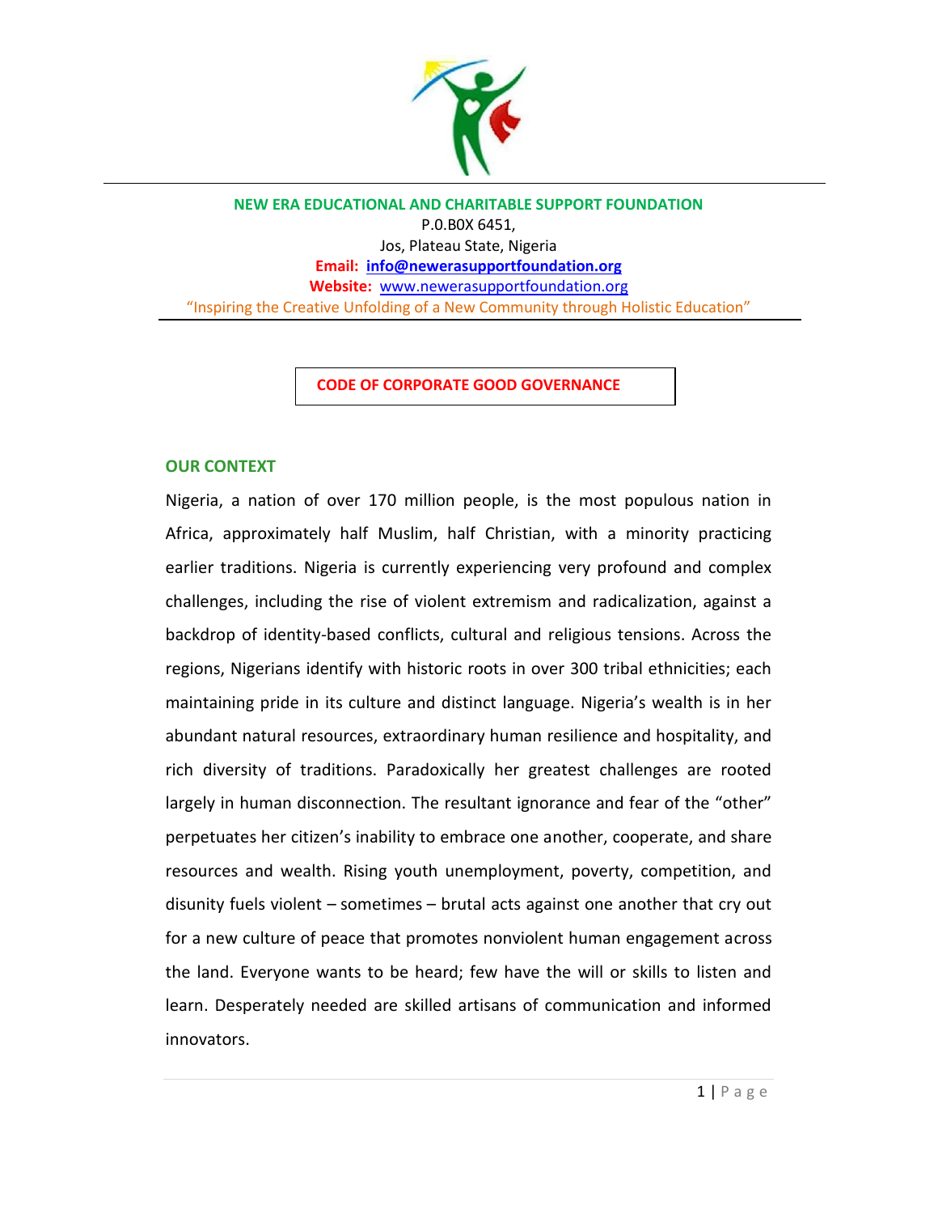**NEW ERA EDUCATIONAL AND CHARITABLE SUPPORT FOUNDATION**

P.O.B0X 6451,

Jos, Plateau State, Nigeria

**Email:** **info@newerasupportfoundation.org**

**Website:** www.newerasupportfoundation.org

"Inspiring the Creative Unfolding of a New Community through Holistic Education"

# CODE OF CORPORATE GOOD GOVERNANCE

## OUR CONTEXT

Nigeria, a nation of over 170 million people, is the most populous nation in Africa, approximately half Muslim, half Christian, with a minority practicing earlier traditions. Nigeria is currently experiencing very profound and complex challenges, including the rise of violent extremism and radicalization, against a backdrop of identity-based conflicts, cultural and religious tensions. Across the regions, Nigerians identify with historic roots in over 300 tribal ethnicities; each maintaining pride in its culture and distinct language. Nigeria's wealth is in her abundant natural resources, extraordinary human resilience and hospitality, and rich diversity of traditions. Paradoxically her greatest challenges are rooted largely in human disconnection. The resultant ignorance and fear of the "other" perpetuates her citizen's inability to embrace one another, cooperate, and share resources and wealth. Rising youth unemployment, poverty, competition, and disunity fuels violent – sometimes – brutal acts against one another that cry out for a new culture of peace that promotes nonviolent human engagement across the land. Everyone wants to be heard; few have the will or skills to listen and learn. Desperately needed are skilled artisans of communication and informed innovators.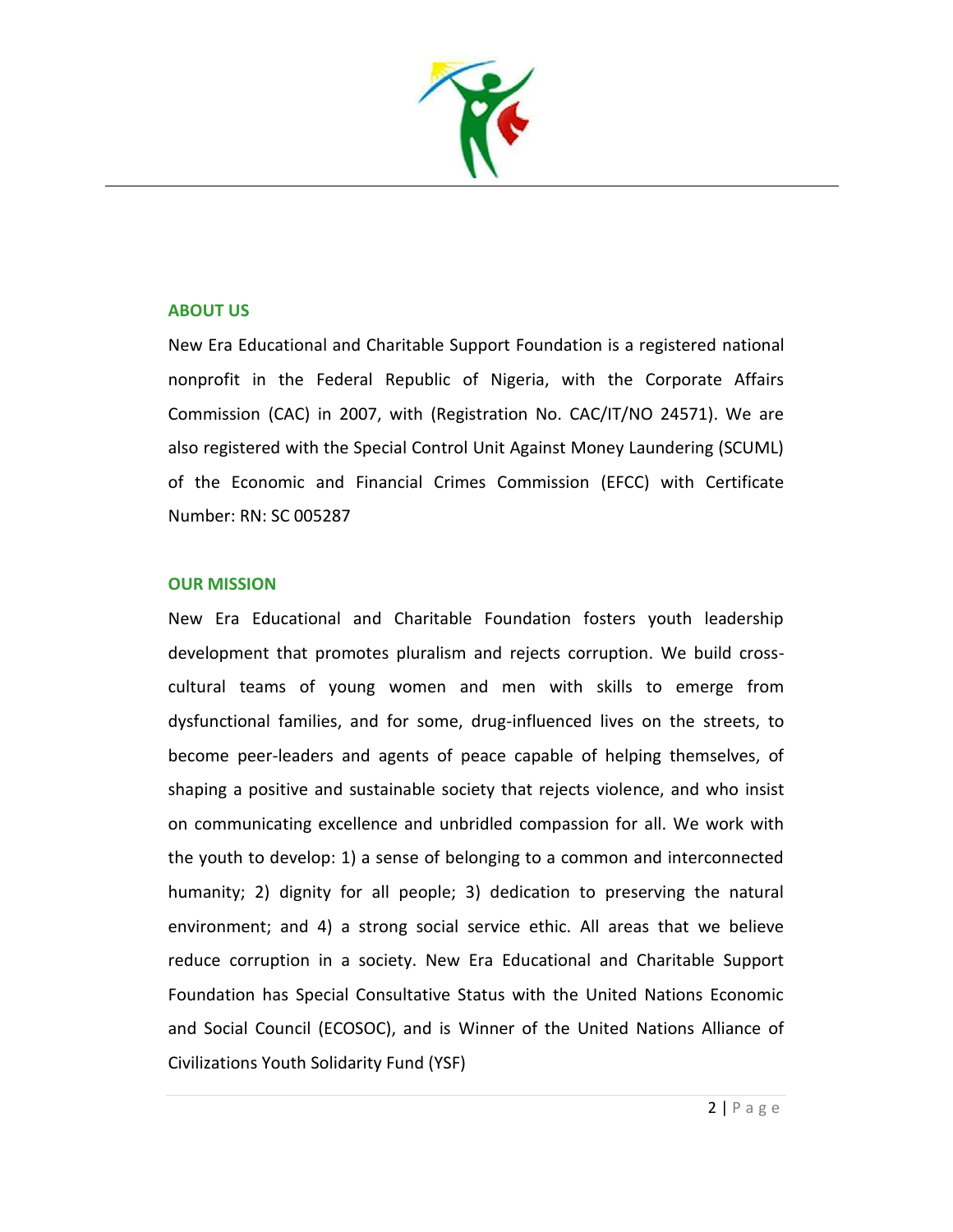## ABOUT US

New Era Educational and Charitable Support Foundation is a registered national nonprofit in the Federal Republic of Nigeria, with the Corporate Affairs Commission (CAC) in 2007, with (Registration No. CAC/IT/NO 24571). We are also registered with the Special Control Unit Against Money Laundering (SCUML) of the Economic and Financial Crimes Commission (EFCC) with Certificate Number: RN: SC 005287

## OUR MISSION

New Era Educational and Charitable Foundation fosters youth leadership development that promotes pluralism and rejects corruption. We build cross-cultural teams of young women and men with skills to emerge from dysfunctional families, and for some, drug-influenced lives on the streets, to become peer-leaders and agents of peace capable of helping themselves, of shaping a positive and sustainable society that rejects violence, and who insist on communicating excellence and unbridled compassion for all. We work with the youth to develop: 1) a sense of belonging to a common and interconnected humanity; 2) dignity for all people; 3) dedication to preserving the natural environment; and 4) a strong social service ethic. All areas that we believe reduce corruption in a society. New Era Educational and Charitable Support Foundation has Special Consultative Status with the United Nations Economic and Social Council (ECOSOC), and is Winner of the United Nations Alliance of Civilizations Youth Solidarity Fund (YSF)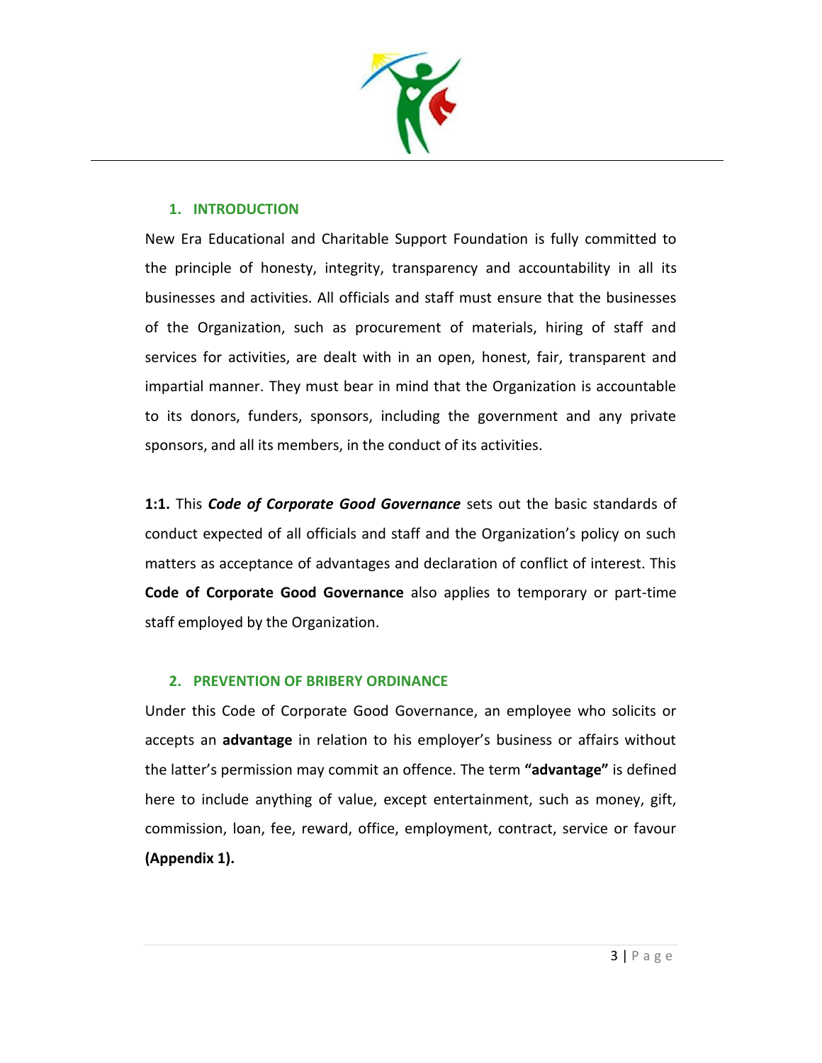## 1. INTRODUCTION

New Era Educational and Charitable Support Foundation is fully committed to the principle of honesty, integrity, transparency and accountability in all its businesses and activities. All officials and staff must ensure that the businesses of the Organization, such as procurement of materials, hiring of staff and services for activities, are dealt with in an open, honest, fair, transparent and impartial manner. They must bear in mind that the Organization is accountable to its donors, funders, sponsors, including the government and any private sponsors, and all its members, in the conduct of its activities.

**1:1.** This ***Code of Corporate Good Governance*** sets out the basic standards of conduct expected of all officials and staff and the Organization's policy on such matters as acceptance of advantages and declaration of conflict of interest. This **Code of Corporate Good Governance** also applies to temporary or part-time staff employed by the Organization.

## 2. PREVENTION OF BRIBERY ORDINANCE

Under this Code of Corporate Good Governance, an employee who solicits or accepts an **advantage** in relation to his employer's business or affairs without the latter's permission may commit an offence. The term **"advantage"** is defined here to include anything of value, except entertainment, such as money, gift, commission, loan, fee, reward, office, employment, contract, service or favour **(Appendix 1).**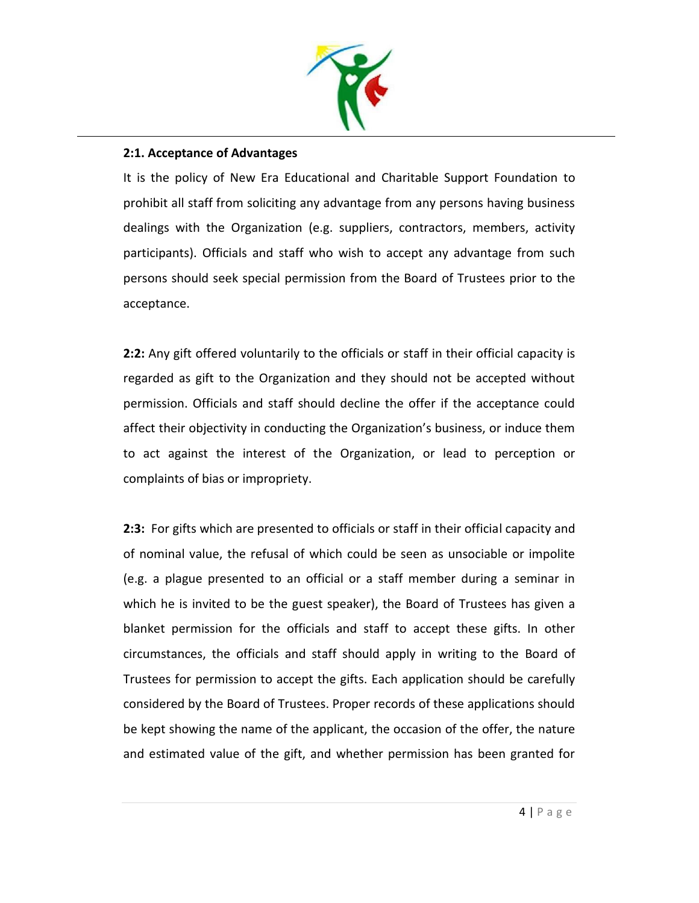**2:1. Acceptance of Advantages**

It is the policy of New Era Educational and Charitable Support Foundation to prohibit all staff from soliciting any advantage from any persons having business dealings with the Organization (e.g. suppliers, contractors, members, activity participants). Officials and staff who wish to accept any advantage from such persons should seek special permission from the Board of Trustees prior to the acceptance.

**2:2:** Any gift offered voluntarily to the officials or staff in their official capacity is regarded as gift to the Organization and they should not be accepted without permission. Officials and staff should decline the offer if the acceptance could affect their objectivity in conducting the Organization's business, or induce them to act against the interest of the Organization, or lead to perception or complaints of bias or impropriety.

**2:3:** For gifts which are presented to officials or staff in their official capacity and of nominal value, the refusal of which could be seen as unsociable or impolite (e.g. a plague presented to an official or a staff member during a seminar in which he is invited to be the guest speaker), the Board of Trustees has given a blanket permission for the officials and staff to accept these gifts. In other circumstances, the officials and staff should apply in writing to the Board of Trustees for permission to accept the gifts. Each application should be carefully considered by the Board of Trustees. Proper records of these applications should be kept showing the name of the applicant, the occasion of the offer, the nature and estimated value of the gift, and whether permission has been granted for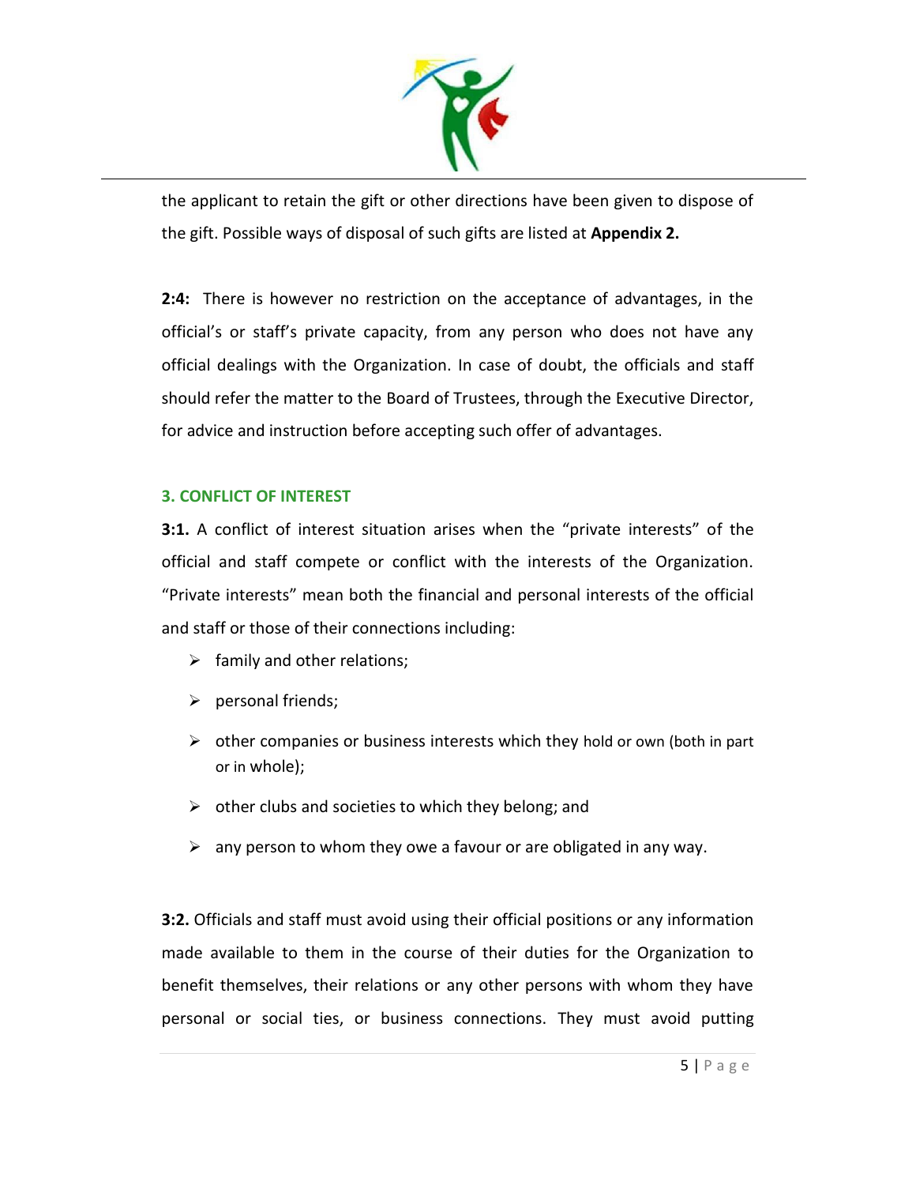the applicant to retain the gift or other directions have been given to dispose of the gift. Possible ways of disposal of such gifts are listed at **Appendix 2.**

**2:4:** There is however no restriction on the acceptance of advantages, in the official's or staff's private capacity, from any person who does not have any official dealings with the Organization. In case of doubt, the officials and staff should refer the matter to the Board of Trustees, through the Executive Director, for advice and instruction before accepting such offer of advantages.

## 3. CONFLICT OF INTEREST

**3:1.** A conflict of interest situation arises when the "private interests" of the official and staff compete or conflict with the interests of the Organization. "Private interests" mean both the financial and personal interests of the official and staff or those of their connections including:

- family and other relations;
- personal friends;
- other companies or business interests which they hold or own (both in part or in whole);
- other clubs and societies to which they belong; and
- any person to whom they owe a favour or are obligated in any way.

**3:2.** Officials and staff must avoid using their official positions or any information made available to them in the course of their duties for the Organization to benefit themselves, their relations or any other persons with whom they have personal or social ties, or business connections. They must avoid putting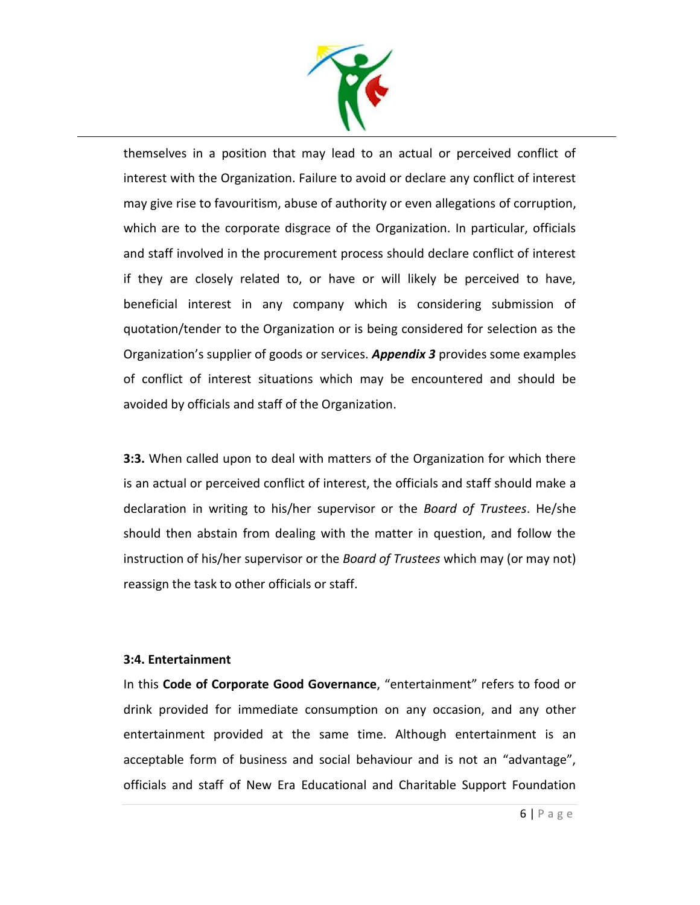themselves in a position that may lead to an actual or perceived conflict of interest with the Organization. Failure to avoid or declare any conflict of interest may give rise to favouritism, abuse of authority or even allegations of corruption, which are to the corporate disgrace of the Organization. In particular, officials and staff involved in the procurement process should declare conflict of interest if they are closely related to, or have or will likely be perceived to have, beneficial interest in any company which is considering submission of quotation/tender to the Organization or is being considered for selection as the Organization's supplier of goods or services. ***Appendix 3*** provides some examples of conflict of interest situations which may be encountered and should be avoided by officials and staff of the Organization.

**3:3.** When called upon to deal with matters of the Organization for which there is an actual or perceived conflict of interest, the officials and staff should make a declaration in writing to his/her supervisor or the *Board of Trustees*. He/she should then abstain from dealing with the matter in question, and follow the instruction of his/her supervisor or the *Board of Trustees* which may (or may not) reassign the task to other officials or staff.

**3:4. Entertainment**

In this **Code of Corporate Good Governance**, "entertainment" refers to food or drink provided for immediate consumption on any occasion, and any other entertainment provided at the same time. Although entertainment is an acceptable form of business and social behaviour and is not an "advantage", officials and staff of New Era Educational and Charitable Support Foundation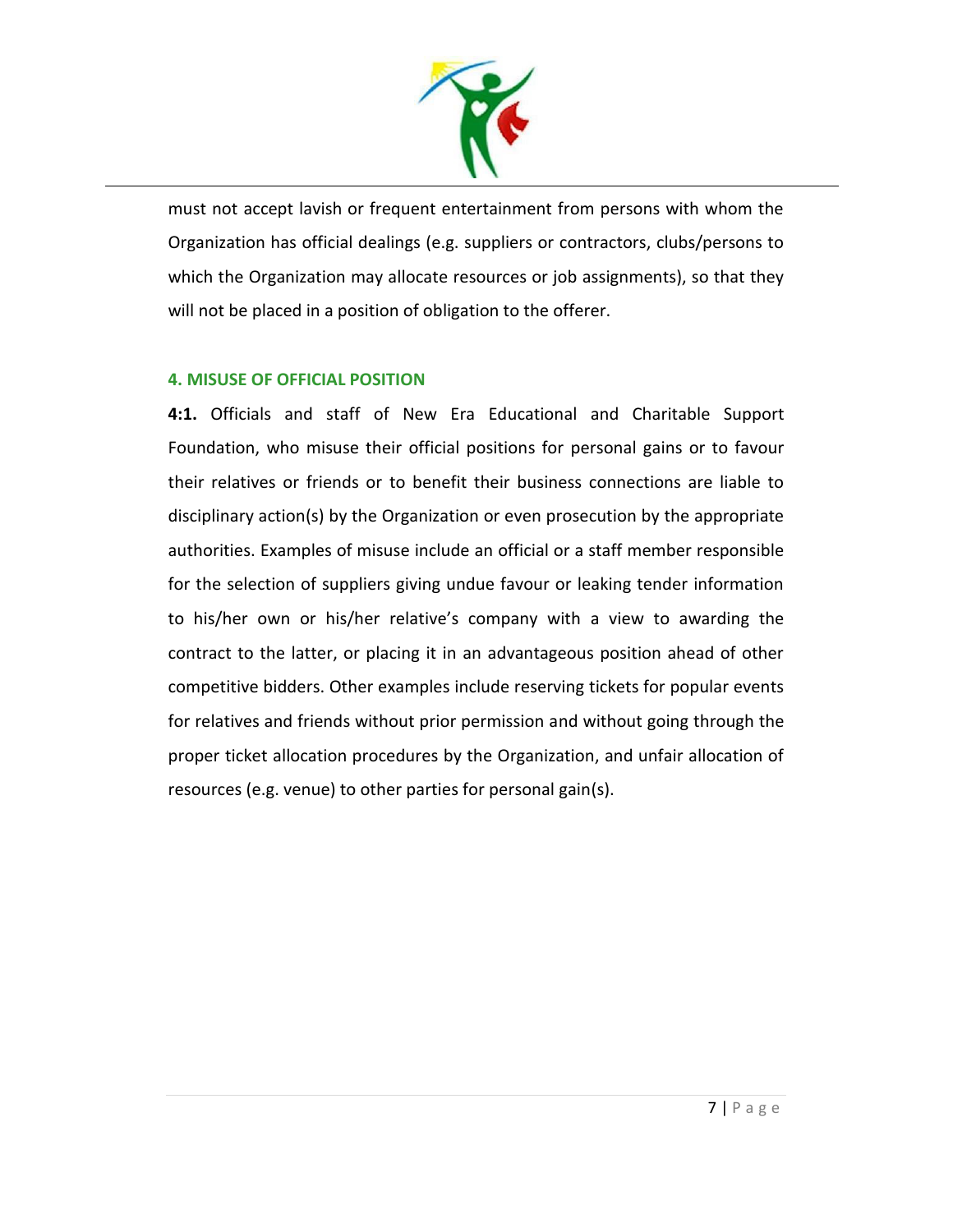must not accept lavish or frequent entertainment from persons with whom the Organization has official dealings (e.g. suppliers or contractors, clubs/persons to which the Organization may allocate resources or job assignments), so that they will not be placed in a position of obligation to the offerer.

### 4. MISUSE OF OFFICIAL POSITION

**4:1.** Officials and staff of New Era Educational and Charitable Support Foundation, who misuse their official positions for personal gains or to favour their relatives or friends or to benefit their business connections are liable to disciplinary action(s) by the Organization or even prosecution by the appropriate authorities. Examples of misuse include an official or a staff member responsible for the selection of suppliers giving undue favour or leaking tender information to his/her own or his/her relative's company with a view to awarding the contract to the latter, or placing it in an advantageous position ahead of other competitive bidders. Other examples include reserving tickets for popular events for relatives and friends without prior permission and without going through the proper ticket allocation procedures by the Organization, and unfair allocation of resources (e.g. venue) to other parties for personal gain(s).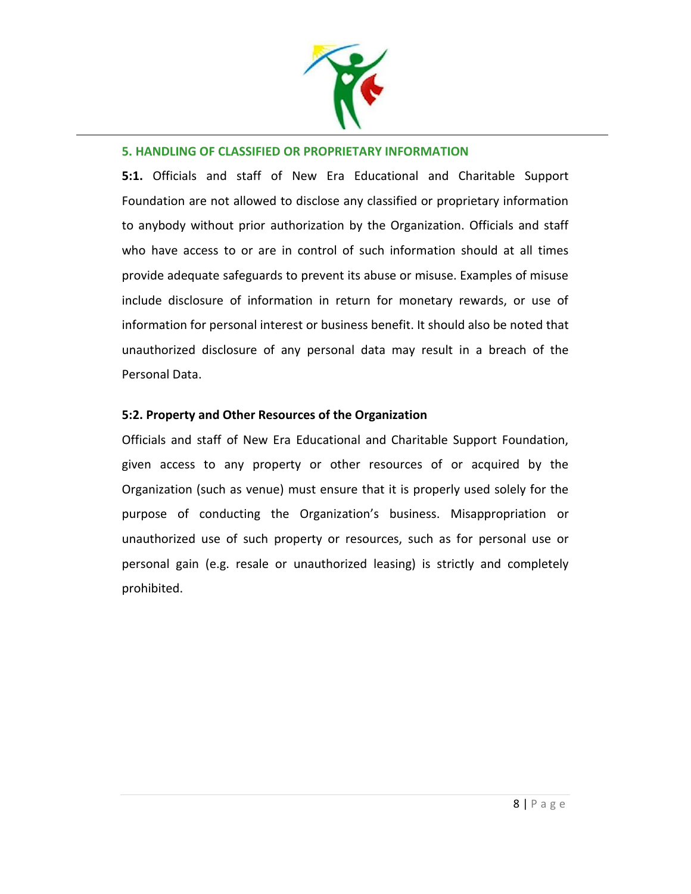## 5. HANDLING OF CLASSIFIED OR PROPRIETARY INFORMATION

**5:1.** Officials and staff of New Era Educational and Charitable Support Foundation are not allowed to disclose any classified or proprietary information to anybody without prior authorization by the Organization. Officials and staff who have access to or are in control of such information should at all times provide adequate safeguards to prevent its abuse or misuse. Examples of misuse include disclosure of information in return for monetary rewards, or use of information for personal interest or business benefit. It should also be noted that unauthorized disclosure of any personal data may result in a breach of the Personal Data.

**5:2. Property and Other Resources of the Organization**

Officials and staff of New Era Educational and Charitable Support Foundation, given access to any property or other resources of or acquired by the Organization (such as venue) must ensure that it is properly used solely for the purpose of conducting the Organization's business. Misappropriation or unauthorized use of such property or resources, such as for personal use or personal gain (e.g. resale or unauthorized leasing) is strictly and completely prohibited.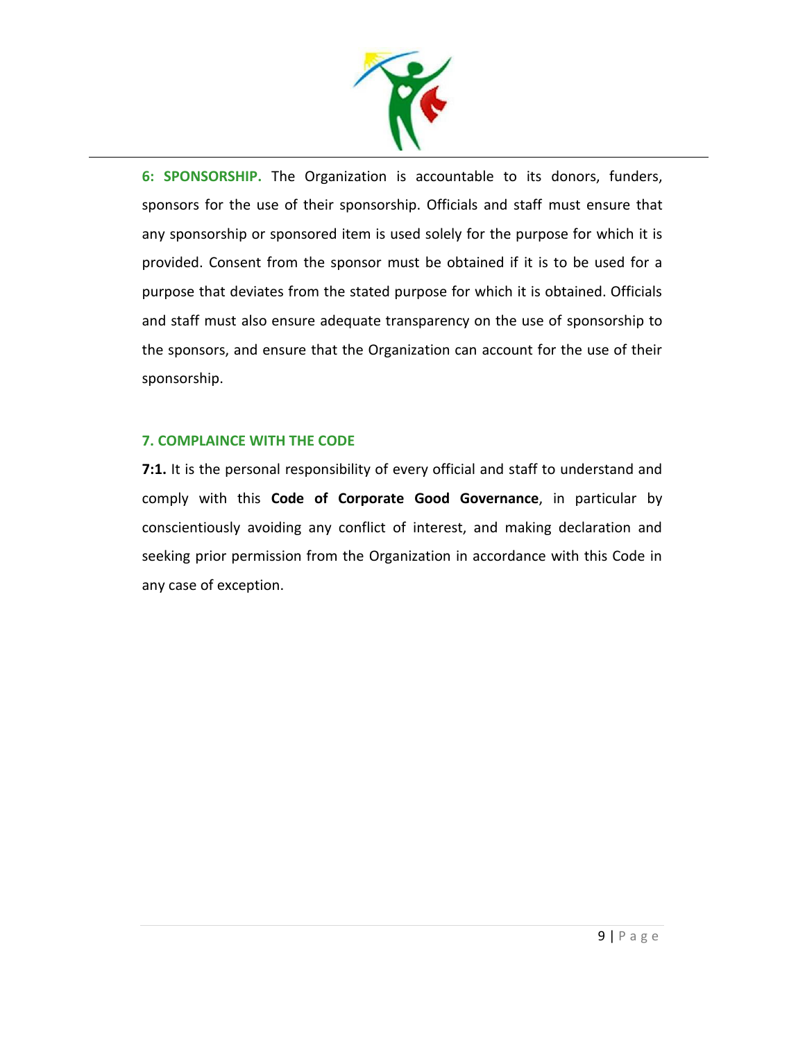**6: SPONSORSHIP.** The Organization is accountable to its donors, funders, sponsors for the use of their sponsorship. Officials and staff must ensure that any sponsorship or sponsored item is used solely for the purpose for which it is provided. Consent from the sponsor must be obtained if it is to be used for a purpose that deviates from the stated purpose for which it is obtained. Officials and staff must also ensure adequate transparency on the use of sponsorship to the sponsors, and ensure that the Organization can account for the use of their sponsorship.

## 7. COMPLAINCE WITH THE CODE

**7:1.** It is the personal responsibility of every official and staff to understand and comply with this **Code of Corporate Good Governance**, in particular by conscientiously avoiding any conflict of interest, and making declaration and seeking prior permission from the Organization in accordance with this Code in any case of exception.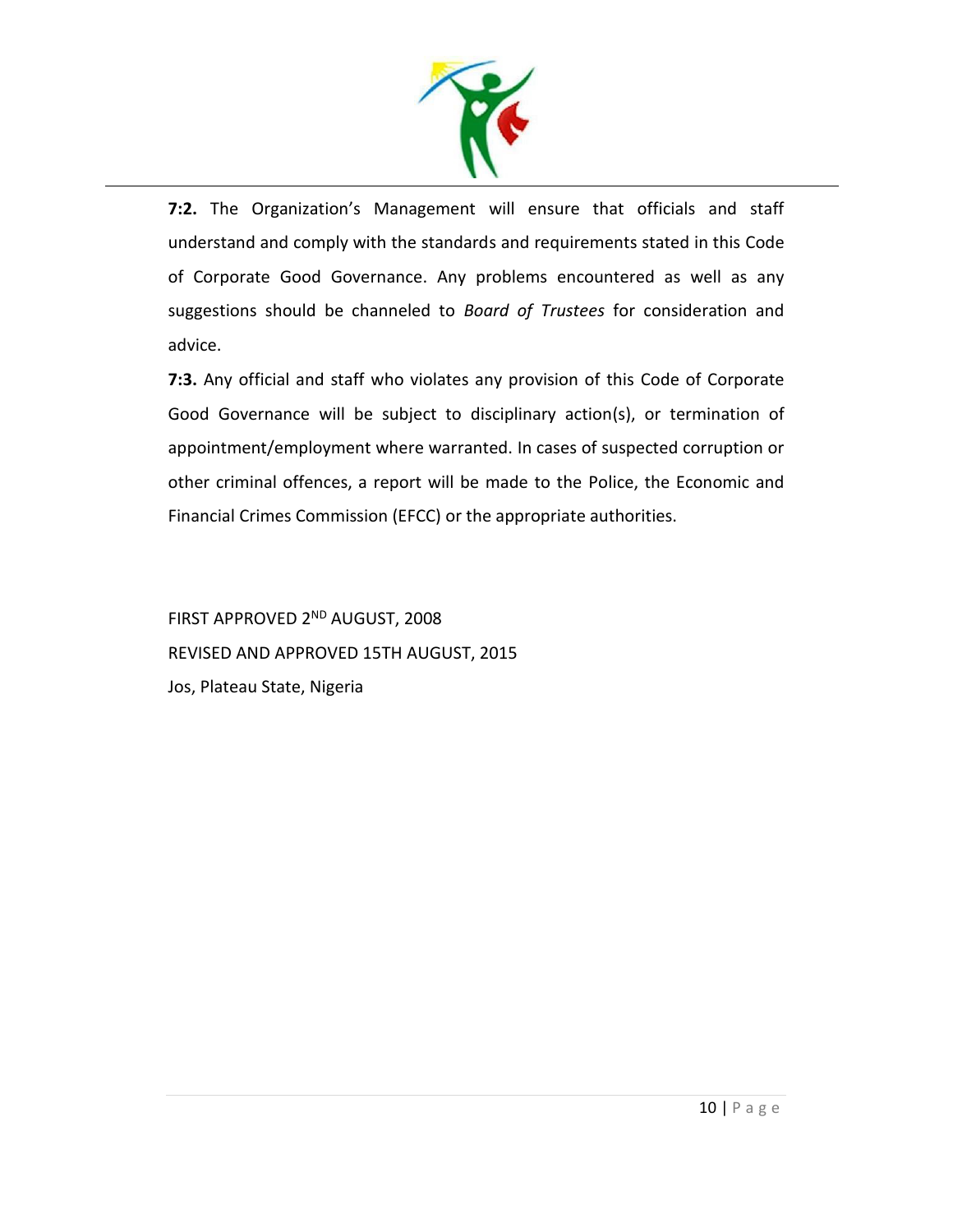**7:2.** The Organization's Management will ensure that officials and staff understand and comply with the standards and requirements stated in this Code of Corporate Good Governance. Any problems encountered as well as any suggestions should be channeled to *Board of Trustees* for consideration and advice.

**7:3.** Any official and staff who violates any provision of this Code of Corporate Good Governance will be subject to disciplinary action(s), or termination of appointment/employment where warranted. In cases of suspected corruption or other criminal offences, a report will be made to the Police, the Economic and Financial Crimes Commission (EFCC) or the appropriate authorities.

FIRST APPROVED 2ND AUGUST, 2008

REVISED AND APPROVED 15TH AUGUST, 2015

Jos, Plateau State, Nigeria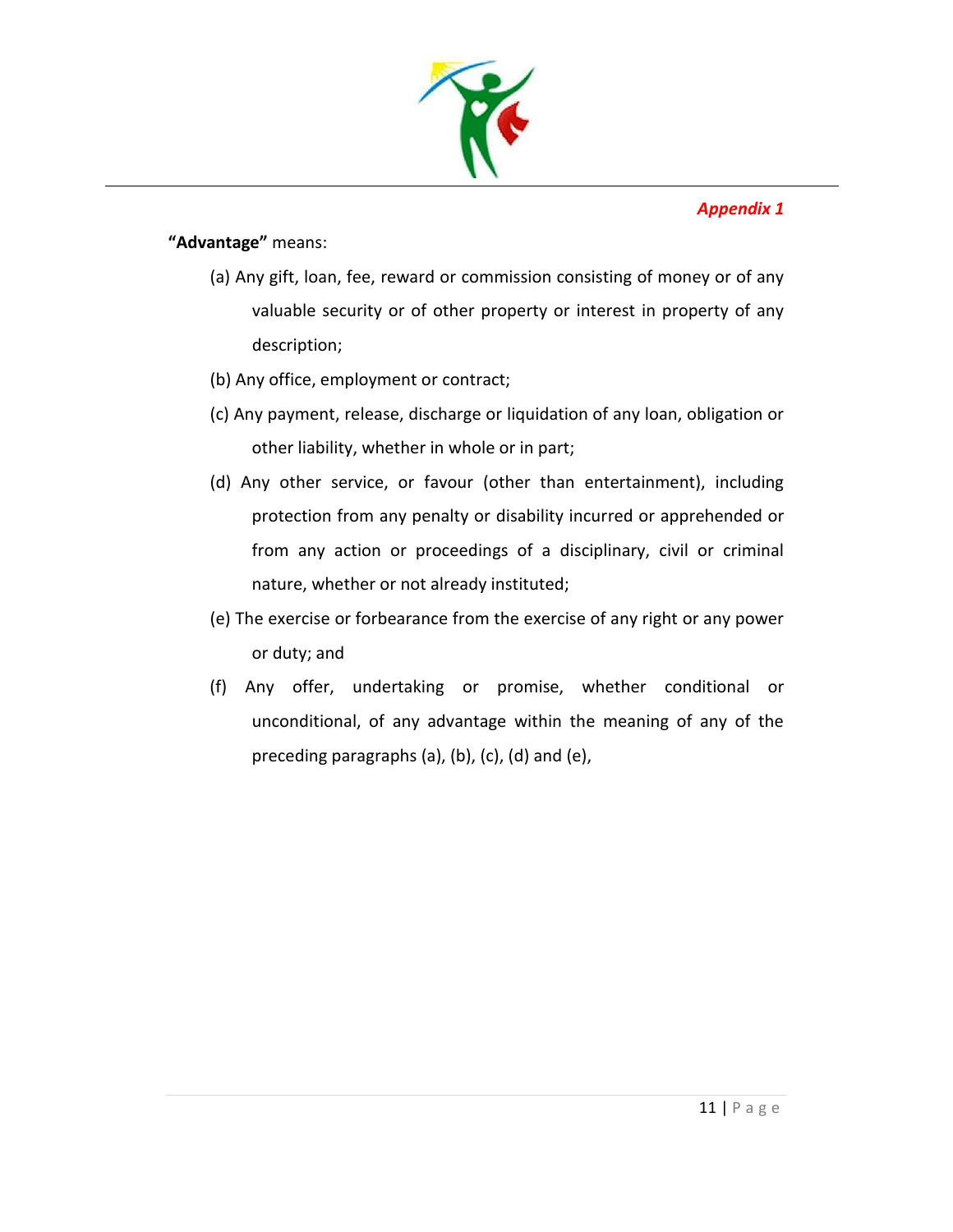*Appendix 1*

**"Advantage"** means:

(a) Any gift, loan, fee, reward or commission consisting of money or of any valuable security or of other property or interest in property of any description;

(b) Any office, employment or contract;

(c) Any payment, release, discharge or liquidation of any loan, obligation or other liability, whether in whole or in part;

(d) Any other service, or favour (other than entertainment), including protection from any penalty or disability incurred or apprehended or from any action or proceedings of a disciplinary, civil or criminal nature, whether or not already instituted;

(e) The exercise or forbearance from the exercise of any right or any power or duty; and

(f) Any offer, undertaking or promise, whether conditional or unconditional, of any advantage within the meaning of any of the preceding paragraphs (a), (b), (c), (d) and (e),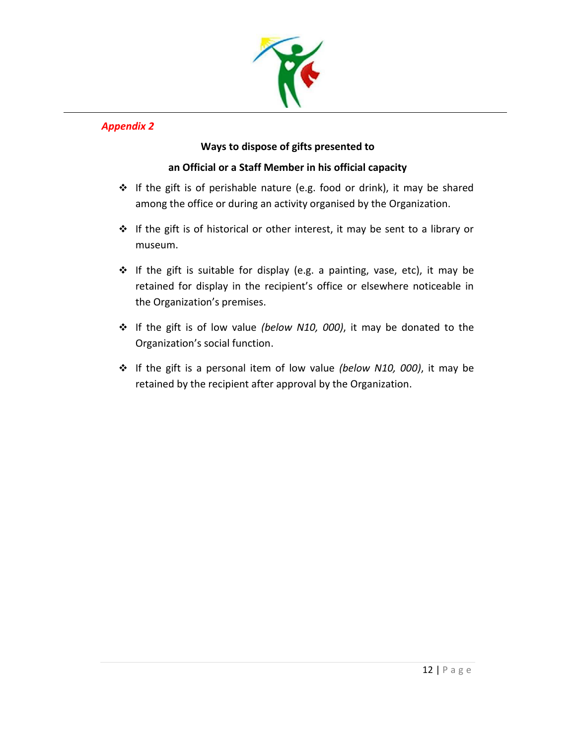*Appendix 2*

**Ways to dispose of gifts presented to**

**an Official or a Staff Member in his official capacity**

- If the gift is of perishable nature (e.g. food or drink), it may be shared among the office or during an activity organised by the Organization.
- If the gift is of historical or other interest, it may be sent to a library or museum.
- If the gift is suitable for display (e.g. a painting, vase, etc), it may be retained for display in the recipient's office or elsewhere noticeable in the Organization's premises.
- If the gift is of low value *(below N10, 000)*, it may be donated to the Organization's social function.
- If the gift is a personal item of low value *(below N10, 000)*, it may be retained by the recipient after approval by the Organization.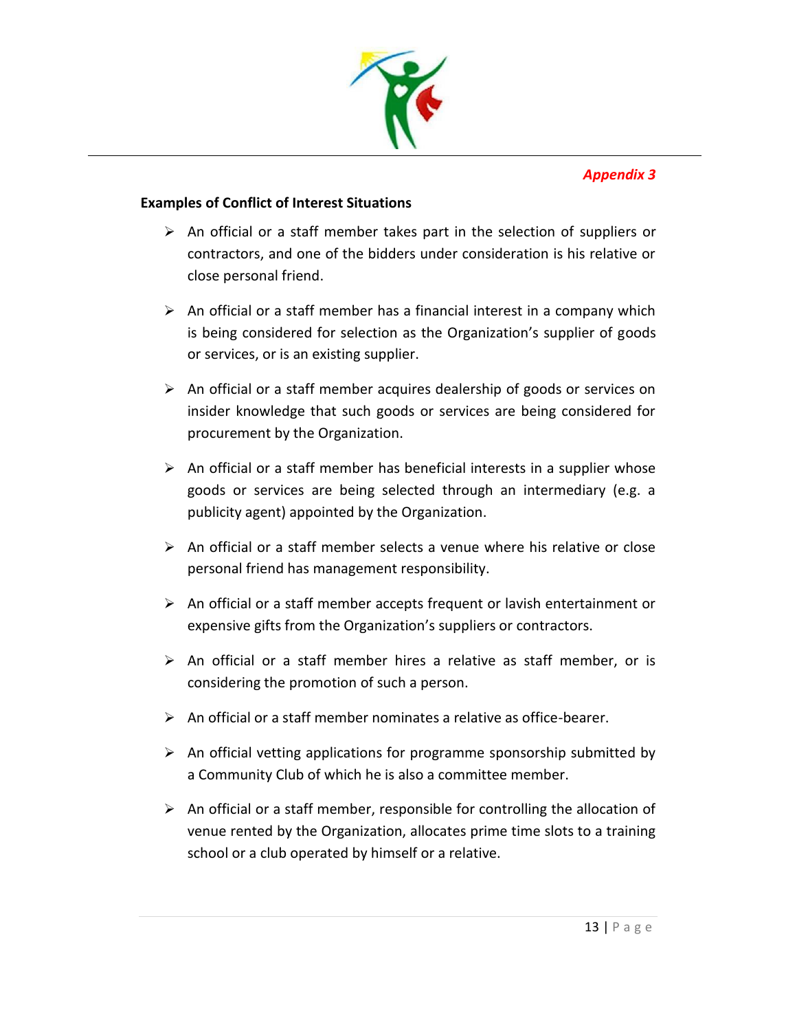*Appendix 3*

**Examples of Conflict of Interest Situations**

- An official or a staff member takes part in the selection of suppliers or contractors, and one of the bidders under consideration is his relative or close personal friend.
- An official or a staff member has a financial interest in a company which is being considered for selection as the Organization's supplier of goods or services, or is an existing supplier.
- An official or a staff member acquires dealership of goods or services on insider knowledge that such goods or services are being considered for procurement by the Organization.
- An official or a staff member has beneficial interests in a supplier whose goods or services are being selected through an intermediary (e.g. a publicity agent) appointed by the Organization.
- An official or a staff member selects a venue where his relative or close personal friend has management responsibility.
- An official or a staff member accepts frequent or lavish entertainment or expensive gifts from the Organization's suppliers or contractors.
- An official or a staff member hires a relative as staff member, or is considering the promotion of such a person.
- An official or a staff member nominates a relative as office-bearer.
- An official vetting applications for programme sponsorship submitted by a Community Club of which he is also a committee member.
- An official or a staff member, responsible for controlling the allocation of venue rented by the Organization, allocates prime time slots to a training school or a club operated by himself or a relative.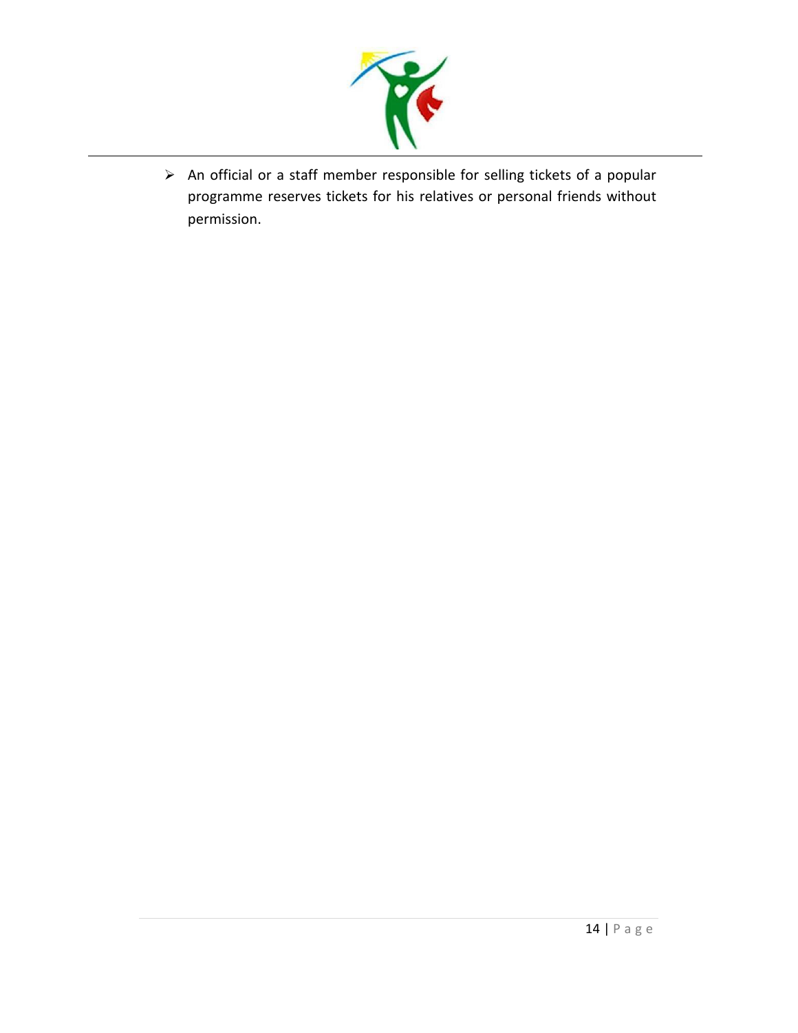- An official or a staff member responsible for selling tickets of a popular programme reserves tickets for his relatives or personal friends without permission.